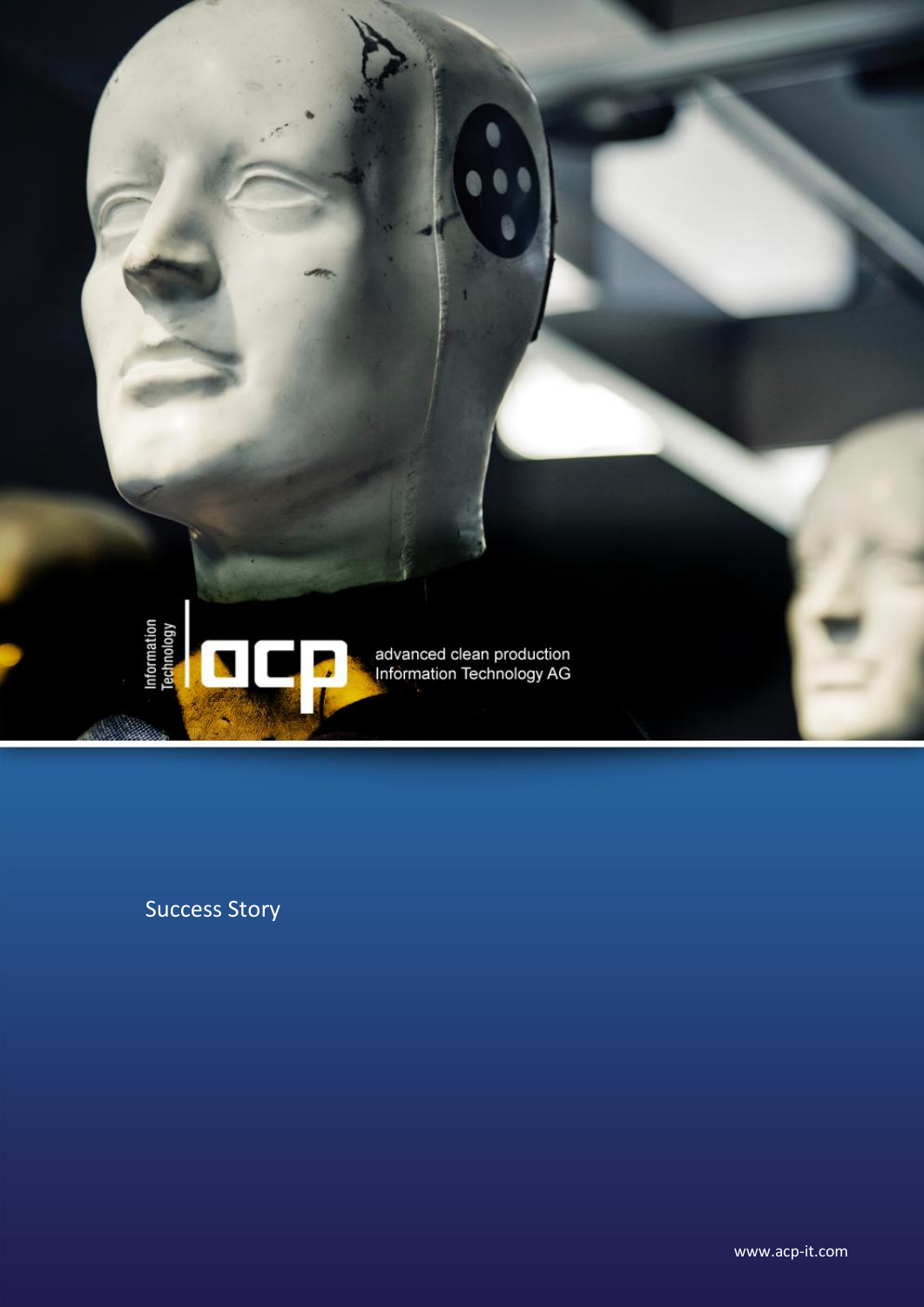Information Technology

acp

advanced clean production
Information Technology AG

Success Story

www.acp-it.com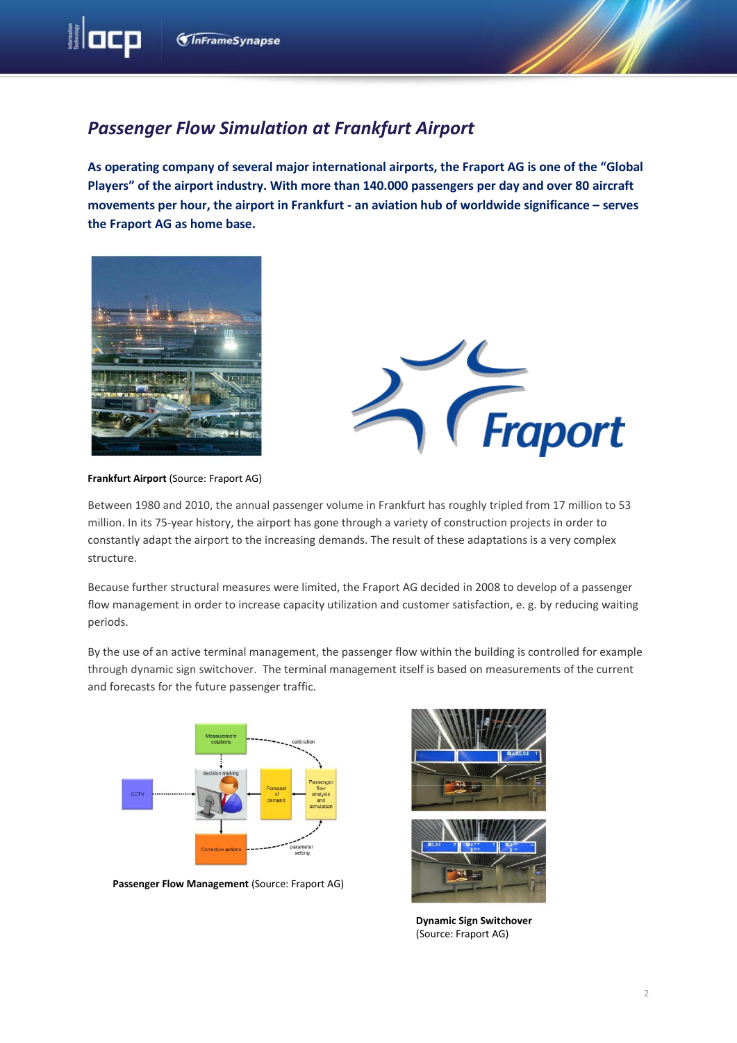## *Passenger Flow Simulation at Frankfurt Airport*

**As operating company of several major international airports, the Fraport AG is one of the "Global Players" of the airport industry. With more than 140.000 passengers per day and over 80 aircraft movements per hour, the airport in Frankfurt - an aviation hub of worldwide significance – serves the Fraport AG as home base.**

**Frankfurt Airport** (Source: Fraport AG)

Between 1980 and 2010, the annual passenger volume in Frankfurt has roughly tripled from 17 million to 53 million. In its 75-year history, the airport has gone through a variety of construction projects in order to constantly adapt the airport to the increasing demands. The result of these adaptations is a very complex structure.

Because further structural measures were limited, the Fraport AG decided in 2008 to develop of a passenger flow management in order to increase capacity utilization and customer satisfaction, e. g. by reducing waiting periods.

By the use of an active terminal management, the passenger flow within the building is controlled for example through dynamic sign switchover. The terminal management itself is based on measurements of the current and forecasts for the future passenger traffic.

**Passenger Flow Management** (Source: Fraport AG)

**Dynamic Sign Switchover** (Source: Fraport AG)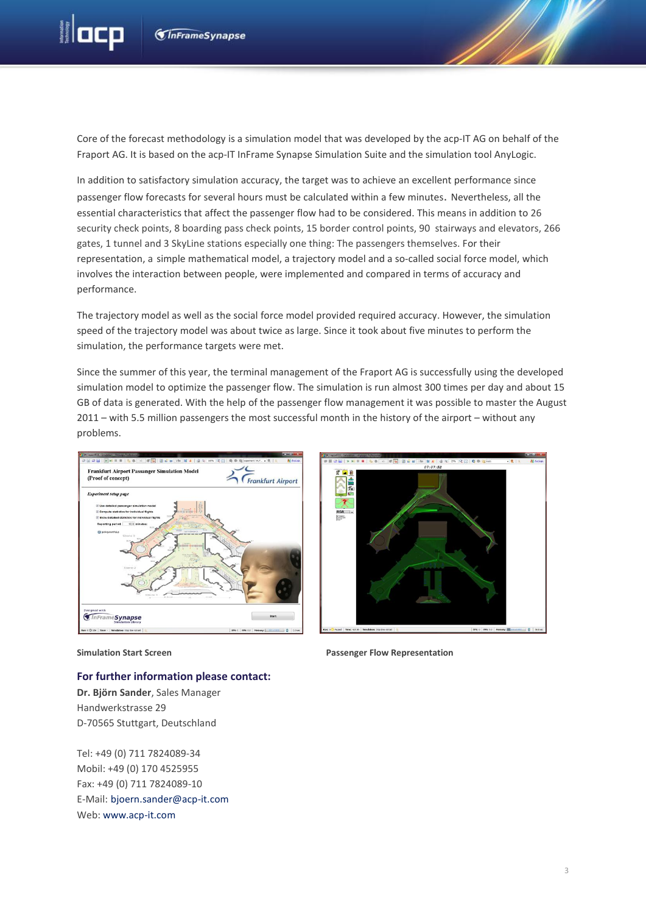Core of the forecast methodology is a simulation model that was developed by the acp-IT AG on behalf of the Fraport AG. It is based on the acp-IT InFrame Synapse Simulation Suite and the simulation tool AnyLogic.

In addition to satisfactory simulation accuracy, the target was to achieve an excellent performance since passenger flow forecasts for several hours must be calculated within a few minutes. Nevertheless, all the essential characteristics that affect the passenger flow had to be considered. This means in addition to 26 security check points, 8 boarding pass check points, 15 border control points, 90 stairways and elevators, 266 gates, 1 tunnel and 3 SkyLine stations especially one thing: The passengers themselves. For their representation, a simple mathematical model, a trajectory model and a so-called social force model, which involves the interaction between people, were implemented and compared in terms of accuracy and performance.

The trajectory model as well as the social force model provided required accuracy. However, the simulation speed of the trajectory model was about twice as large. Since it took about five minutes to perform the simulation, the performance targets were met.

Since the summer of this year, the terminal management of the Fraport AG is successfully using the developed simulation model to optimize the passenger flow. The simulation is run almost 300 times per day and about 15 GB of data is generated. With the help of the passenger flow management it was possible to master the August 2011 – with 5.5 million passengers the most successful month in the history of the airport – without any problems.

**Simulation Start Screen**

**Passenger Flow Representation**

## For further information please contact:

**Dr. Björn Sander**, Sales Manager
Handwerkstrasse 29
D-70565 Stuttgart, Deutschland

Tel: +49 (0) 711 7824089-34
Mobil: +49 (0) 170 4525955
Fax: +49 (0) 711 7824089-10
E-Mail: bjoern.sander@acp-it.com
Web: www.acp-it.com